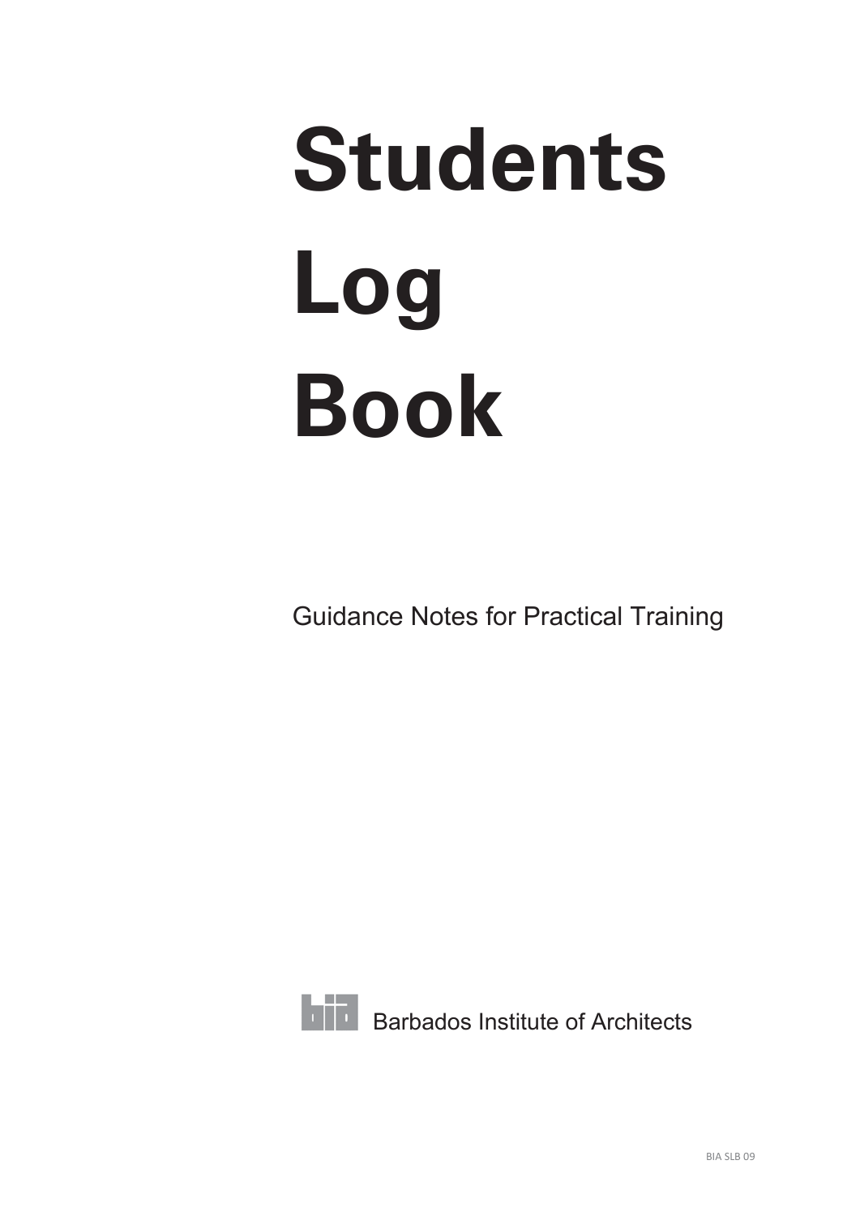# Students Log Book

Guidance Notes for Practical Training

Barbados Institute of Architects

BIA SLB 09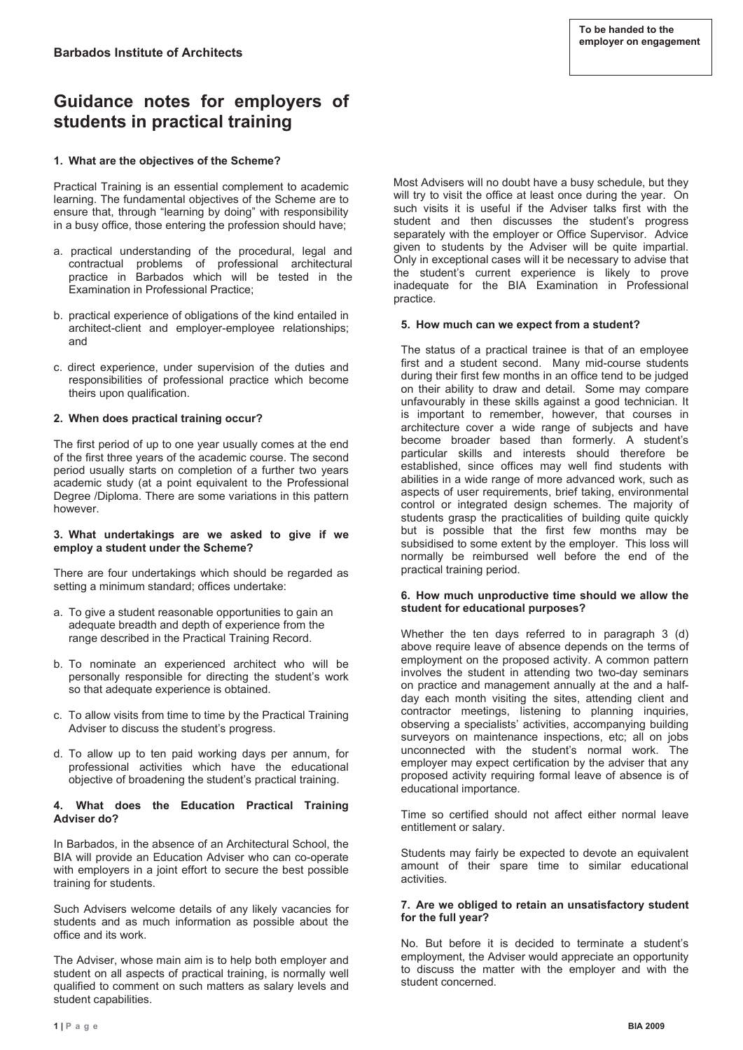**To be handed to the employer on engagement**

**Barbados Institute of Architects**

# Guidance notes for employers of students in practical training

### 1. What are the objectives of the Scheme?

Practical Training is an essential complement to academic learning. The fundamental objectives of the Scheme are to ensure that, through "learning by doing" with responsibility in a busy office, those entering the profession should have;

a. practical understanding of the procedural, legal and contractual problems of professional architectural practice in Barbados which will be tested in the Examination in Professional Practice;

b. practical experience of obligations of the kind entailed in architect-client and employer-employee relationships; and

c. direct experience, under supervision of the duties and responsibilities of professional practice which become theirs upon qualification.

### 2. When does practical training occur?

The first period of up to one year usually comes at the end of the first three years of the academic course. The second period usually starts on completion of a further two years academic study (at a point equivalent to the Professional Degree /Diploma. There are some variations in this pattern however.

### 3. What undertakings are we asked to give if we employ a student under the Scheme?

There are four undertakings which should be regarded as setting a minimum standard; offices undertake:

a. To give a student reasonable opportunities to gain an adequate breadth and depth of experience from the range described in the Practical Training Record.

b. To nominate an experienced architect who will be personally responsible for directing the student's work so that adequate experience is obtained.

c. To allow visits from time to time by the Practical Training Adviser to discuss the student's progress.

d. To allow up to ten paid working days per annum, for professional activities which have the educational objective of broadening the student's practical training.

### 4. What does the Education Practical Training Adviser do?

In Barbados, in the absence of an Architectural School, the BIA will provide an Education Adviser who can co-operate with employers in a joint effort to secure the best possible training for students.

Such Advisers welcome details of any likely vacancies for students and as much information as possible about the office and its work.

The Adviser, whose main aim is to help both employer and student on all aspects of practical training, is normally well qualified to comment on such matters as salary levels and student capabilities.

Most Advisers will no doubt have a busy schedule, but they will try to visit the office at least once during the year. On such visits it is useful if the Adviser talks first with the student and then discusses the student's progress separately with the employer or Office Supervisor. Advice given to students by the Adviser will be quite impartial. Only in exceptional cases will it be necessary to advise that the student's current experience is likely to prove inadequate for the BIA Examination in Professional practice.

### 5. How much can we expect from a student?

The status of a practical trainee is that of an employee first and a student second. Many mid-course students during their first few months in an office tend to be judged on their ability to draw and detail. Some may compare unfavourably in these skills against a good technician. It is important to remember, however, that courses in architecture cover a wide range of subjects and have become broader based than formerly. A student's particular skills and interests should therefore be established, since offices may well find students with abilities in a wide range of more advanced work, such as aspects of user requirements, brief taking, environmental control or integrated design schemes. The majority of students grasp the practicalities of building quite quickly but is possible that the first few months may be subsidised to some extent by the employer. This loss will normally be reimbursed well before the end of the practical training period.

### 6. How much unproductive time should we allow the student for educational purposes?

Whether the ten days referred to in paragraph 3 (d) above require leave of absence depends on the terms of employment on the proposed activity. A common pattern involves the student in attending two two-day seminars on practice and management annually at the and a half-day each month visiting the sites, attending client and contractor meetings, listening to planning inquiries, observing a specialists' activities, accompanying building surveyors on maintenance inspections, etc; all on jobs unconnected with the student's normal work. The employer may expect certification by the adviser that any proposed activity requiring formal leave of absence is of educational importance.

Time so certified should not affect either normal leave entitlement or salary.

Students may fairly be expected to devote an equivalent amount of their spare time to similar educational activities.

### 7. Are we obliged to retain an unsatisfactory student for the full year?

No. But before it is decided to terminate a student's employment, the Adviser would appreciate an opportunity to discuss the matter with the employer and with the student concerned.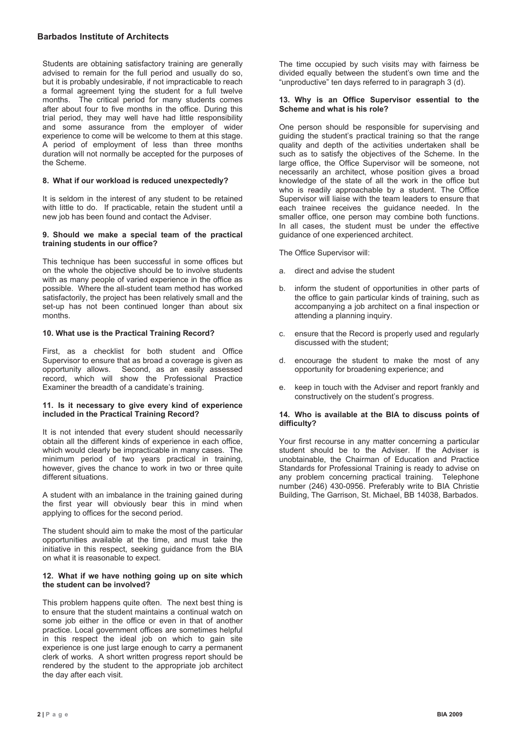Students are obtaining satisfactory training are generally advised to remain for the full period and usually do so, but it is probably undesirable, if not impracticable to reach a formal agreement tying the student for a full twelve months. The critical period for many students comes after about four to five months in the office. During this trial period, they may well have had little responsibility and some assurance from the employer of wider experience to come will be welcome to them at this stage. A period of employment of less than three months duration will not normally be accepted for the purposes of the Scheme.

**8. What if our workload is reduced unexpectedly?**

It is seldom in the interest of any student to be retained with little to do. If practicable, retain the student until a new job has been found and contact the Adviser.

**9. Should we make a special team of the practical training students in our office?**

This technique has been successful in some offices but on the whole the objective should be to involve students with as many people of varied experience in the office as possible. Where the all-student team method has worked satisfactorily, the project has been relatively small and the set-up has not been continued longer than about six months.

**10. What use is the Practical Training Record?**

First, as a checklist for both student and Office Supervisor to ensure that as broad a coverage is given as opportunity allows. Second, as an easily assessed record, which will show the Professional Practice Examiner the breadth of a candidate's training.

**11. Is it necessary to give every kind of experience included in the Practical Training Record?**

It is not intended that every student should necessarily obtain all the different kinds of experience in each office, which would clearly be impracticable in many cases. The minimum period of two years practical in training, however, gives the chance to work in two or three quite different situations.

A student with an imbalance in the training gained during the first year will obviously bear this in mind when applying to offices for the second period.

The student should aim to make the most of the particular opportunities available at the time, and must take the initiative in this respect, seeking guidance from the BIA on what it is reasonable to expect.

**12. What if we have nothing going up on site which the student can be involved?**

This problem happens quite often. The next best thing is to ensure that the student maintains a continual watch on some job either in the office or even in that of another practice. Local government offices are sometimes helpful in this respect the ideal job on which to gain site experience is one just large enough to carry a permanent clerk of works. A short written progress report should be rendered by the student to the appropriate job architect the day after each visit.

The time occupied by such visits may with fairness be divided equally between the student's own time and the "unproductive" ten days referred to in paragraph 3 (d).

**13. Why is an Office Supervisor essential to the Scheme and what is his role?**

One person should be responsible for supervising and guiding the student's practical training so that the range quality and depth of the activities undertaken shall be such as to satisfy the objectives of the Scheme. In the large office, the Office Supervisor will be someone, not necessarily an architect, whose position gives a broad knowledge of the state of all the work in the office but who is readily approachable by a student. The Office Supervisor will liaise with the team leaders to ensure that each trainee receives the guidance needed. In the smaller office, one person may combine both functions. In all cases, the student must be under the effective guidance of one experienced architect.

The Office Supervisor will:

a. direct and advise the student

b. inform the student of opportunities in other parts of the office to gain particular kinds of training, such as accompanying a job architect on a final inspection or attending a planning inquiry.

c. ensure that the Record is properly used and regularly discussed with the student;

d. encourage the student to make the most of any opportunity for broadening experience; and

e. keep in touch with the Adviser and report frankly and constructively on the student's progress.

**14. Who is available at the BIA to discuss points of difficulty?**

Your first recourse in any matter concerning a particular student should be to the Adviser. If the Adviser is unobtainable, the Chairman of Education and Practice Standards for Professional Training is ready to advise on any problem concerning practical training. Telephone number (246) 430-0956. Preferably write to BIA Christie Building, The Garrison, St. Michael, BB 14038, Barbados.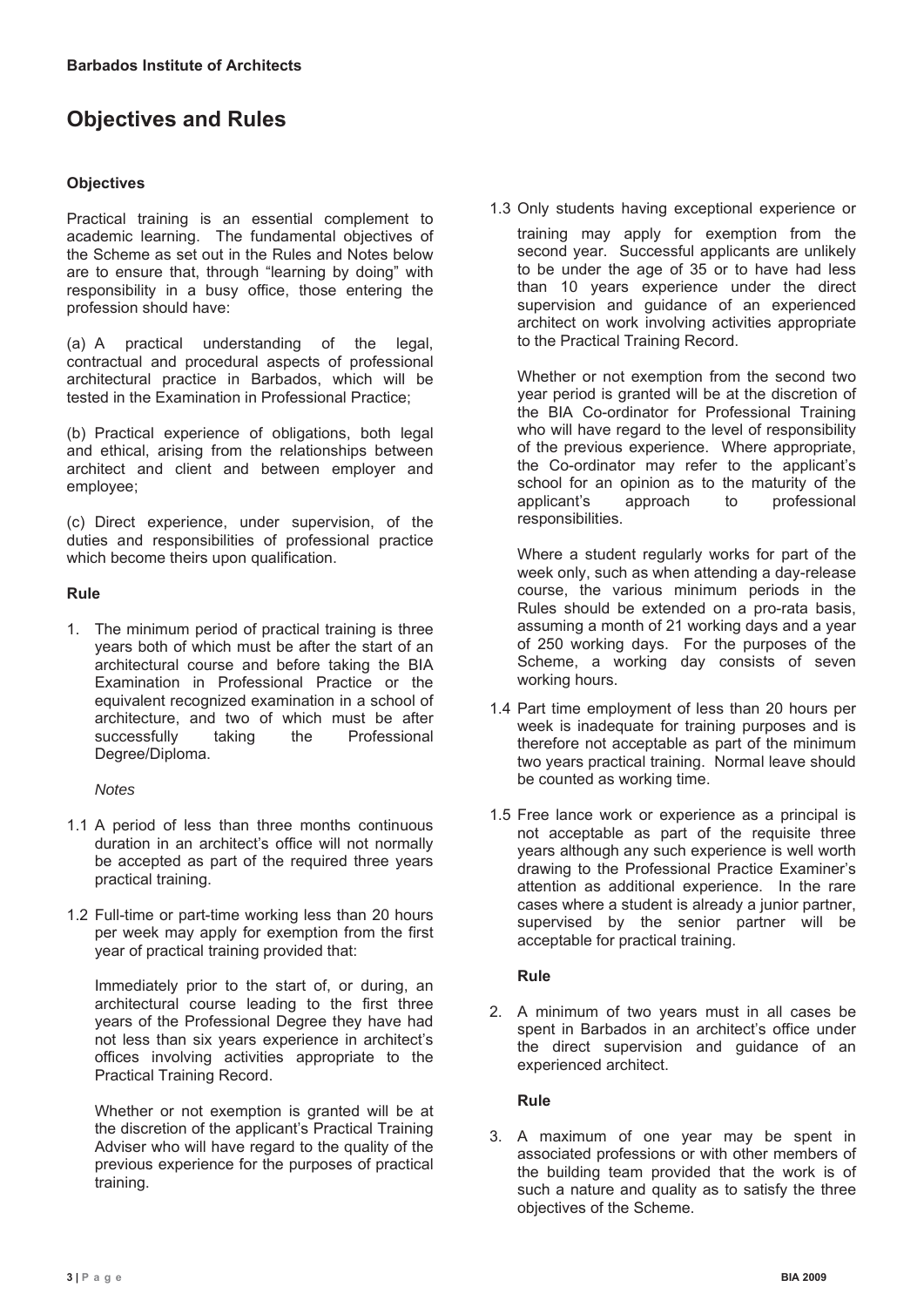**Barbados Institute of Architects**

# Objectives and Rules

### Objectives

Practical training is an essential complement to academic learning. The fundamental objectives of the Scheme as set out in the Rules and Notes below are to ensure that, through "learning by doing" with responsibility in a busy office, those entering the profession should have:

(a) A practical understanding of the legal, contractual and procedural aspects of professional architectural practice in Barbados, which will be tested in the Examination in Professional Practice;

(b) Practical experience of obligations, both legal and ethical, arising from the relationships between architect and client and between employer and employee;

(c) Direct experience, under supervision, of the duties and responsibilities of professional practice which become theirs upon qualification.

### Rule

1. The minimum period of practical training is three years both of which must be after the start of an architectural course and before taking the BIA Examination in Professional Practice or the equivalent recognized examination in a school of architecture, and two of which must be after successfully taking the Professional Degree/Diploma.

*Notes*

1.1 A period of less than three months continuous duration in an architect's office will not normally be accepted as part of the required three years practical training.

1.2 Full-time or part-time working less than 20 hours per week may apply for exemption from the first year of practical training provided that:

Immediately prior to the start of, or during, an architectural course leading to the first three years of the Professional Degree they have had not less than six years experience in architect's offices involving activities appropriate to the Practical Training Record.

Whether or not exemption is granted will be at the discretion of the applicant's Practical Training Adviser who will have regard to the quality of the previous experience for the purposes of practical training.

1.3 Only students having exceptional experience or training may apply for exemption from the second year. Successful applicants are unlikely to be under the age of 35 or to have had less than 10 years experience under the direct supervision and guidance of an experienced architect on work involving activities appropriate to the Practical Training Record.

Whether or not exemption from the second two year period is granted will be at the discretion of the BIA Co-ordinator for Professional Training who will have regard to the level of responsibility of the previous experience. Where appropriate, the Co-ordinator may refer to the applicant's school for an opinion as to the maturity of the applicant's approach to professional responsibilities.

Where a student regularly works for part of the week only, such as when attending a day-release course, the various minimum periods in the Rules should be extended on a pro-rata basis, assuming a month of 21 working days and a year of 250 working days. For the purposes of the Scheme, a working day consists of seven working hours.

1.4 Part time employment of less than 20 hours per week is inadequate for training purposes and is therefore not acceptable as part of the minimum two years practical training. Normal leave should be counted as working time.

1.5 Free lance work or experience as a principal is not acceptable as part of the requisite three years although any such experience is well worth drawing to the Professional Practice Examiner's attention as additional experience. In the rare cases where a student is already a junior partner, supervised by the senior partner will be acceptable for practical training.

### Rule

2. A minimum of two years must in all cases be spent in Barbados in an architect's office under the direct supervision and guidance of an experienced architect.

### Rule

3. A maximum of one year may be spent in associated professions or with other members of the building team provided that the work is of such a nature and quality as to satisfy the three objectives of the Scheme.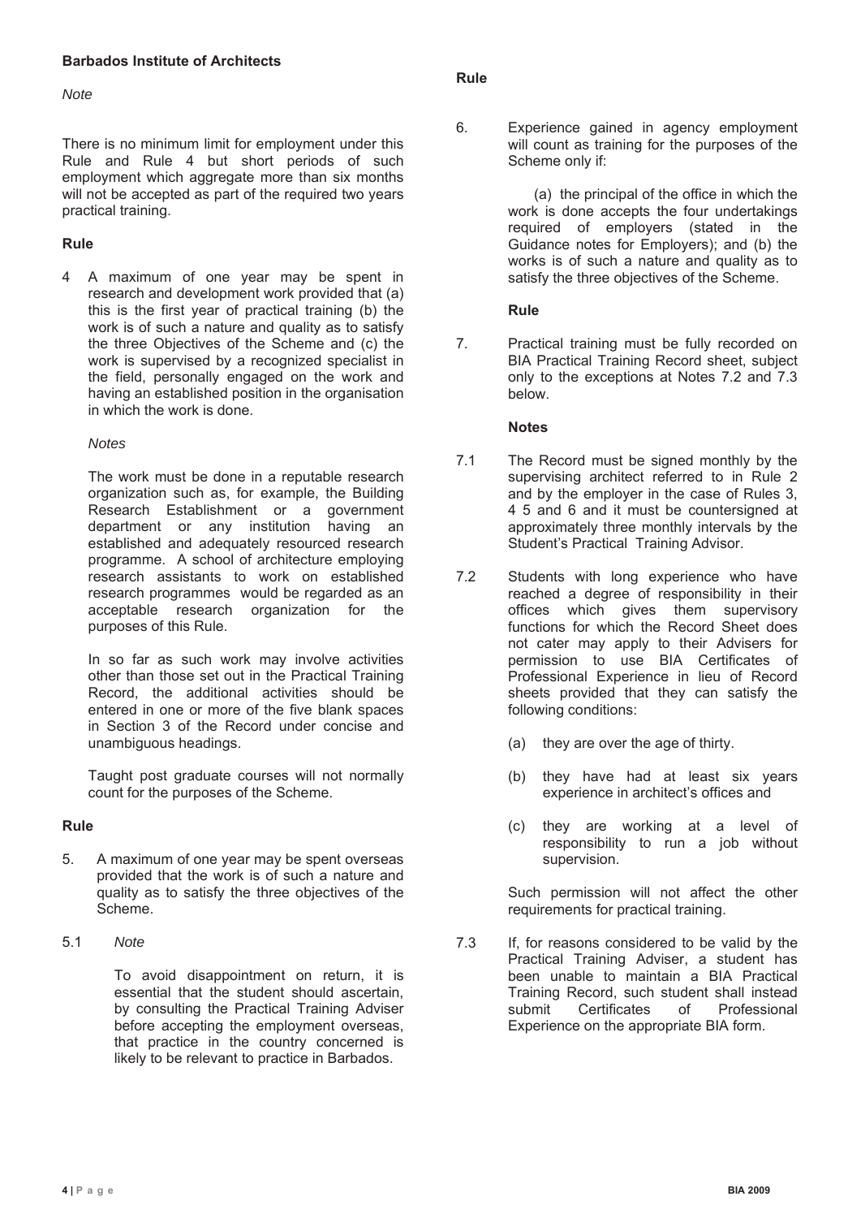*Note*

There is no minimum limit for employment under this Rule and Rule 4 but short periods of such employment which aggregate more than six months will not be accepted as part of the required two years practical training.

**Rule**

4 A maximum of one year may be spent in research and development work provided that (a) this is the first year of practical training (b) the work is of such a nature and quality as to satisfy the three Objectives of the Scheme and (c) the work is supervised by a recognized specialist in the field, personally engaged on the work and having an established position in the organisation in which the work is done.

*Notes*

The work must be done in a reputable research organization such as, for example, the Building Research Establishment or a government department or any institution having an established and adequately resourced research programme. A school of architecture employing research assistants to work on established research programmes would be regarded as an acceptable research organization for the purposes of this Rule.

In so far as such work may involve activities other than those set out in the Practical Training Record, the additional activities should be entered in one or more of the five blank spaces in Section 3 of the Record under concise and unambiguous headings.

Taught post graduate courses will not normally count for the purposes of the Scheme.

**Rule**

5. A maximum of one year may be spent overseas provided that the work is of such a nature and quality as to satisfy the three objectives of the Scheme.

5.1 *Note*

To avoid disappointment on return, it is essential that the student should ascertain, by consulting the Practical Training Adviser before accepting the employment overseas, that practice in the country concerned is likely to be relevant to practice in Barbados.

**Rule**

6. Experience gained in agency employment will count as training for the purposes of the Scheme only if:

(a) the principal of the office in which the work is done accepts the four undertakings required of employers (stated in the Guidance notes for Employers); and (b) the works is of such a nature and quality as to satisfy the three objectives of the Scheme.

**Rule**

7. Practical training must be fully recorded on BIA Practical Training Record sheet, subject only to the exceptions at Notes 7.2 and 7.3 below.

**Notes**

7.1 The Record must be signed monthly by the supervising architect referred to in Rule 2 and by the employer in the case of Rules 3, 4 5 and 6 and it must be countersigned at approximately three monthly intervals by the Student's Practical Training Advisor.

7.2 Students with long experience who have reached a degree of responsibility in their offices which gives them supervisory functions for which the Record Sheet does not cater may apply to their Advisers for permission to use BIA Certificates of Professional Experience in lieu of Record sheets provided that they can satisfy the following conditions:

(a) they are over the age of thirty.

(b) they have had at least six years experience in architect's offices and

(c) they are working at a level of responsibility to run a job without supervision.

Such permission will not affect the other requirements for practical training.

7.3 If, for reasons considered to be valid by the Practical Training Adviser, a student has been unable to maintain a BIA Practical Training Record, such student shall instead submit Certificates of Professional Experience on the appropriate BIA form.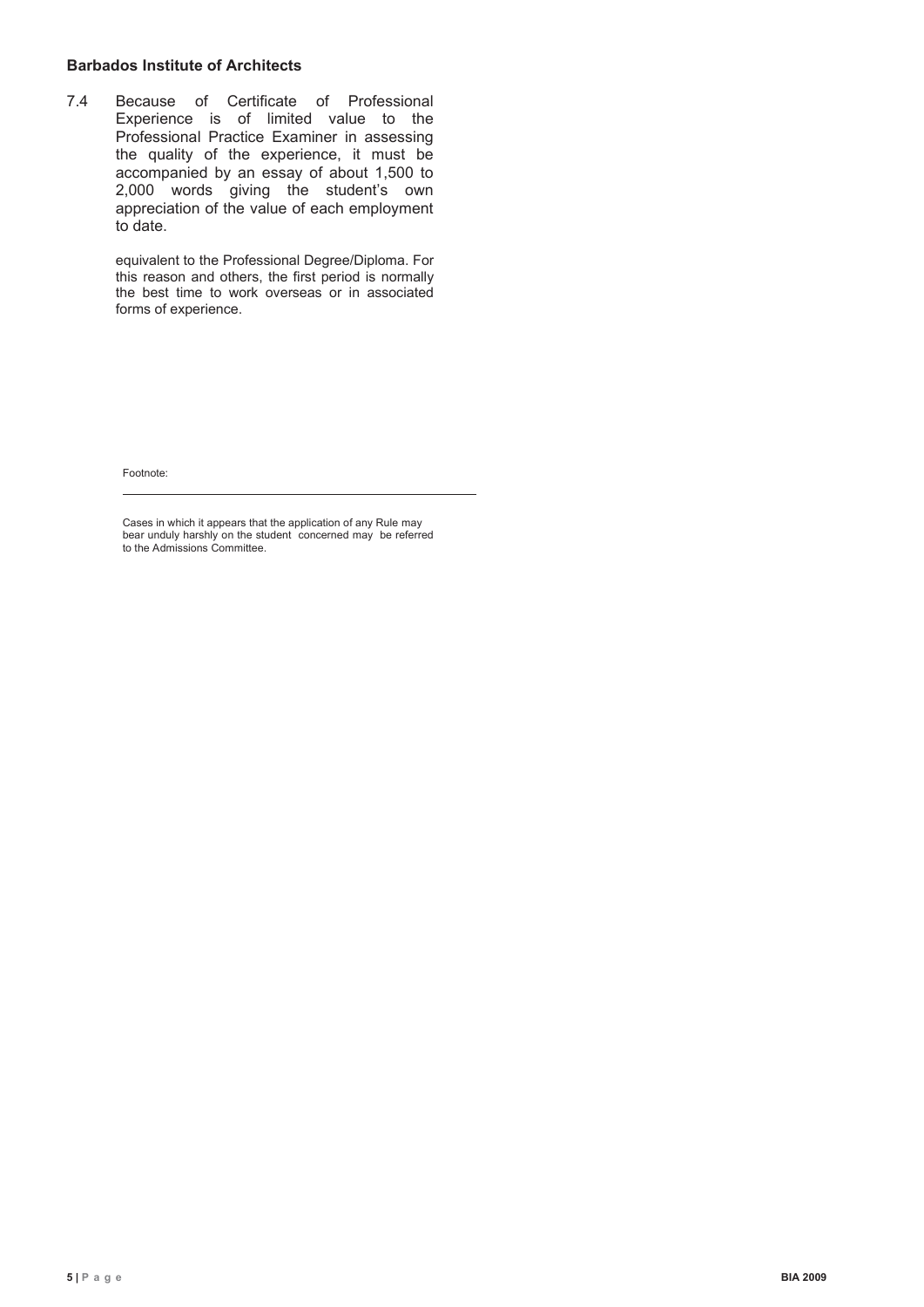7.4 Because of Certificate of Professional Experience is of limited value to the Professional Practice Examiner in assessing the quality of the experience, it must be accompanied by an essay of about 1,500 to 2,000 words giving the student's own appreciation of the value of each employment to date.

equivalent to the Professional Degree/Diploma. For this reason and others, the first period is normally the best time to work overseas or in associated forms of experience.

Footnote:

---

Cases in which it appears that the application of any Rule may bear unduly harshly on the student concerned may be referred to the Admissions Committee.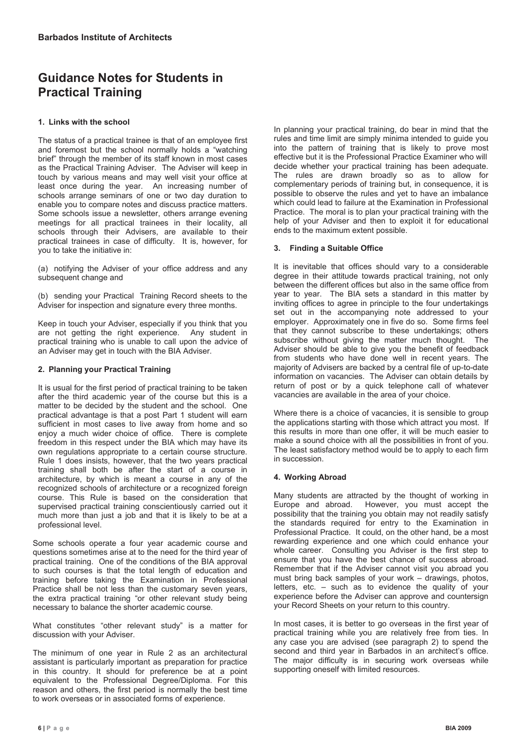**Barbados Institute of Architects**

# Guidance Notes for Students in Practical Training

### 1. Links with the school

The status of a practical trainee is that of an employee first and foremost but the school normally holds a "watching brief" through the member of its staff known in most cases as the Practical Training Adviser. The Adviser will keep in touch by various means and may well visit your office at least once during the year. An increasing number of schools arrange seminars of one or two day duration to enable you to compare notes and discuss practice matters. Some schools issue a newsletter, others arrange evening meetings for all practical trainees in their locality, all schools through their Advisers, are available to their practical trainees in case of difficulty. It is, however, for you to take the initiative in:

(a) notifying the Adviser of your office address and any subsequent change and

(b) sending your Practical Training Record sheets to the Adviser for inspection and signature every three months.

Keep in touch your Adviser, especially if you think that you are not getting the right experience. Any student in practical training who is unable to call upon the advice of an Adviser may get in touch with the BIA Adviser.

### 2. Planning your Practical Training

It is usual for the first period of practical training to be taken after the third academic year of the course but this is a matter to be decided by the student and the school. One practical advantage is that a post Part 1 student will earn sufficient in most cases to live away from home and so enjoy a much wider choice of office. There is complete freedom in this respect under the BIA which may have its own regulations appropriate to a certain course structure. Rule 1 does insists, however, that the two years practical training shall both be after the start of a course in architecture, by which is meant a course in any of the recognized schools of architecture or a recognized foreign course. This Rule is based on the consideration that supervised practical training conscientiously carried out it much more than just a job and that it is likely to be at a professional level.

Some schools operate a four year academic course and questions sometimes arise at to the need for the third year of practical training. One of the conditions of the BIA approval to such courses is that the total length of education and training before taking the Examination in Professional Practice shall be not less than the customary seven years, the extra practical training "or other relevant study being necessary to balance the shorter academic course.

What constitutes "other relevant study" is a matter for discussion with your Adviser.

The minimum of one year in Rule 2 as an architectural assistant is particularly important as preparation for practice in this country. It should for preference be at a point equivalent to the Professional Degree/Diploma. For this reason and others, the first period is normally the best time to work overseas or in associated forms of experience.

In planning your practical training, do bear in mind that the rules and time limit are simply minima intended to guide you into the pattern of training that is likely to prove most effective but it is the Professional Practice Examiner who will decide whether your practical training has been adequate. The rules are drawn broadly so as to allow for complementary periods of training but, in consequence, it is possible to observe the rules and yet to have an imbalance which could lead to failure at the Examination in Professional Practice. The moral is to plan your practical training with the help of your Adviser and then to exploit it for educational ends to the maximum extent possible.

### 3. Finding a Suitable Office

It is inevitable that offices should vary to a considerable degree in their attitude towards practical training, not only between the different offices but also in the same office from year to year. The BIA sets a standard in this matter by inviting offices to agree in principle to the four undertakings set out in the accompanying note addressed to your employer. Approximately one in five do so. Some firms feel that they cannot subscribe to these undertakings; others subscribe without giving the matter much thought. The Adviser should be able to give you the benefit of feedback from students who have done well in recent years. The majority of Advisers are backed by a central file of up-to-date information on vacancies. The Adviser can obtain details by return of post or by a quick telephone call of whatever vacancies are available in the area of your choice.

Where there is a choice of vacancies, it is sensible to group the applications starting with those which attract you most. If this results in more than one offer, it will be much easier to make a sound choice with all the possibilities in front of you. The least satisfactory method would be to apply to each firm in succession.

### 4. Working Abroad

Many students are attracted by the thought of working in Europe and abroad. However, you must accept the possibility that the training you obtain may not readily satisfy the standards required for entry to the Examination in Professional Practice. It could, on the other hand, be a most rewarding experience and one which could enhance your whole career. Consulting you Adviser is the first step to ensure that you have the best chance of success abroad. Remember that if the Adviser cannot visit you abroad you must bring back samples of your work – drawings, photos, letters, etc. – such as to evidence the quality of your experience before the Adviser can approve and countersign your Record Sheets on your return to this country.

In most cases, it is better to go overseas in the first year of practical training while you are relatively free from ties. In any case you are advised (see paragraph 2) to spend the second and third year in Barbados in an architect's office. The major difficulty is in securing work overseas while supporting oneself with limited resources.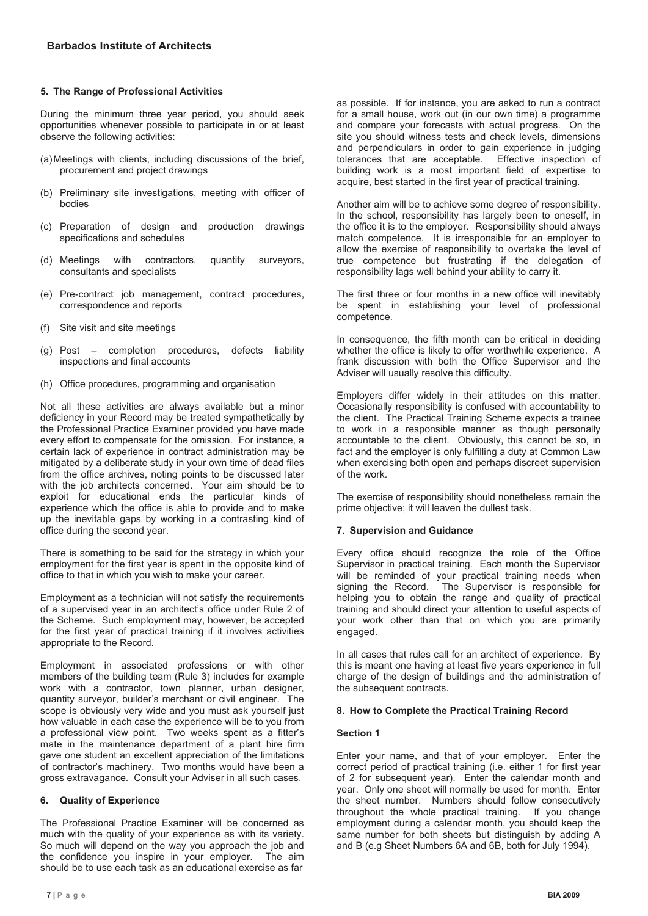### 5. The Range of Professional Activities

During the minimum three year period, you should seek opportunities whenever possible to participate in or at least observe the following activities:

(a) Meetings with clients, including discussions of the brief, procurement and project drawings

(b) Preliminary site investigations, meeting with officer of bodies

(c) Preparation of design and production drawings specifications and schedules

(d) Meetings with contractors, quantity surveyors, consultants and specialists

(e) Pre-contract job management, contract procedures, correspondence and reports

(f) Site visit and site meetings

(g) Post – completion procedures, defects liability inspections and final accounts

(h) Office procedures, programming and organisation

Not all these activities are always available but a minor deficiency in your Record may be treated sympathetically by the Professional Practice Examiner provided you have made every effort to compensate for the omission. For instance, a certain lack of experience in contract administration may be mitigated by a deliberate study in your own time of dead files from the office archives, noting points to be discussed later with the job architects concerned. Your aim should be to exploit for educational ends the particular kinds of experience which the office is able to provide and to make up the inevitable gaps by working in a contrasting kind of office during the second year.

There is something to be said for the strategy in which your employment for the first year is spent in the opposite kind of office to that in which you wish to make your career.

Employment as a technician will not satisfy the requirements of a supervised year in an architect's office under Rule 2 of the Scheme. Such employment may, however, be accepted for the first year of practical training if it involves activities appropriate to the Record.

Employment in associated professions or with other members of the building team (Rule 3) includes for example work with a contractor, town planner, urban designer, quantity surveyor, builder's merchant or civil engineer. The scope is obviously very wide and you must ask yourself just how valuable in each case the experience will be to you from a professional view point. Two weeks spent as a fitter's mate in the maintenance department of a plant hire firm gave one student an excellent appreciation of the limitations of contractor's machinery. Two months would have been a gross extravagance. Consult your Adviser in all such cases.

### 6. Quality of Experience

The Professional Practice Examiner will be concerned as much with the quality of your experience as with its variety. So much will depend on the way you approach the job and the confidence you inspire in your employer. The aim should be to use each task as an educational exercise as far as possible. If for instance, you are asked to run a contract for a small house, work out (in our own time) a programme and compare your forecasts with actual progress. On the site you should witness tests and check levels, dimensions and perpendiculars in order to gain experience in judging tolerances that are acceptable. Effective inspection of building work is a most important field of expertise to acquire, best started in the first year of practical training.

Another aim will be to achieve some degree of responsibility. In the school, responsibility has largely been to oneself, in the office it is to the employer. Responsibility should always match competence. It is irresponsible for an employer to allow the exercise of responsibility to overtake the level of true competence but frustrating if the delegation of responsibility lags well behind your ability to carry it.

The first three or four months in a new office will inevitably be spent in establishing your level of professional competence.

In consequence, the fifth month can be critical in deciding whether the office is likely to offer worthwhile experience. A frank discussion with both the Office Supervisor and the Adviser will usually resolve this difficulty.

Employers differ widely in their attitudes on this matter. Occasionally responsibility is confused with accountability to the client. The Practical Training Scheme expects a trainee to work in a responsible manner as though personally accountable to the client. Obviously, this cannot be so, in fact and the employer is only fulfilling a duty at Common Law when exercising both open and perhaps discreet supervision of the work.

The exercise of responsibility should nonetheless remain the prime objective; it will leaven the dullest task.

### 7. Supervision and Guidance

Every office should recognize the role of the Office Supervisor in practical training. Each month the Supervisor will be reminded of your practical training needs when signing the Record. The Supervisor is responsible for helping you to obtain the range and quality of practical training and should direct your attention to useful aspects of your work other than that on which you are primarily engaged.

In all cases that rules call for an architect of experience. By this is meant one having at least five years experience in full charge of the design of buildings and the administration of the subsequent contracts.

### 8. How to Complete the Practical Training Record

#### Section 1

Enter your name, and that of your employer. Enter the correct period of practical training (i.e. either 1 for first year of 2 for subsequent year). Enter the calendar month and year. Only one sheet will normally be used for month. Enter the sheet number. Numbers should follow consecutively throughout the whole practical training. If you change employment during a calendar month, you should keep the same number for both sheets but distinguish by adding A and B (e.g Sheet Numbers 6A and 6B, both for July 1994).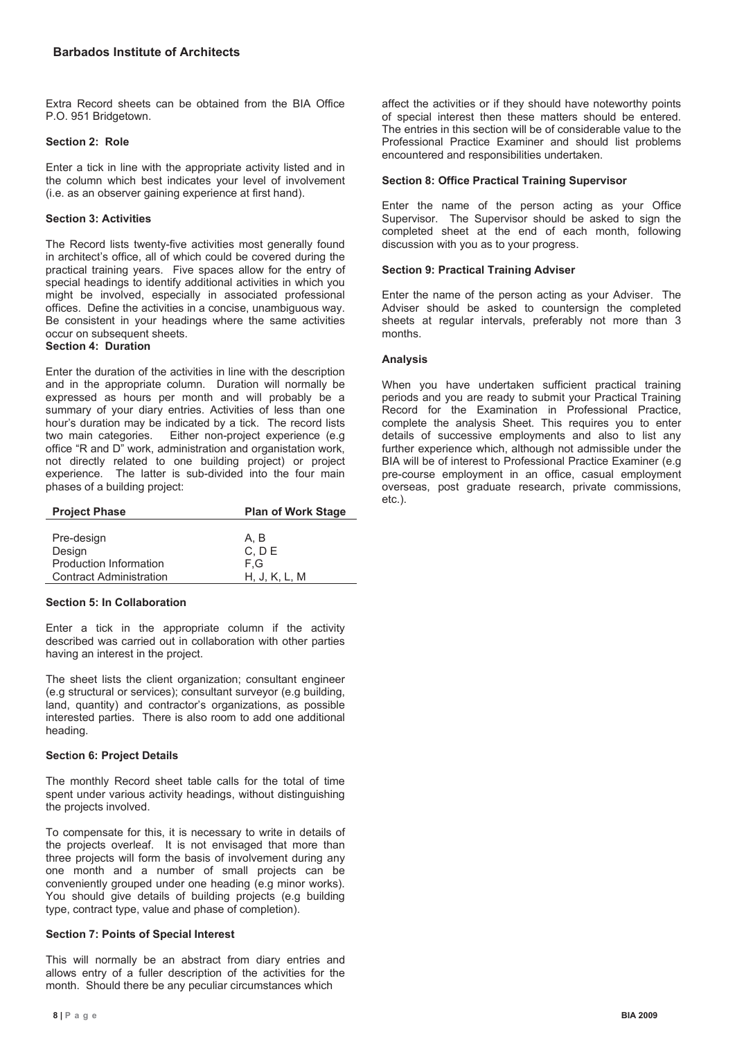Extra Record sheets can be obtained from the BIA Office P.O. 951 Bridgetown.

**Section 2: Role**

Enter a tick in line with the appropriate activity listed and in the column which best indicates your level of involvement (i.e. as an observer gaining experience at first hand).

**Section 3: Activities**

The Record lists twenty-five activities most generally found in architect's office, all of which could be covered during the practical training years. Five spaces allow for the entry of special headings to identify additional activities in which you might be involved, especially in associated professional offices. Define the activities in a concise, unambiguous way. Be consistent in your headings where the same activities occur on subsequent sheets.

**Section 4: Duration**

Enter the duration of the activities in line with the description and in the appropriate column. Duration will normally be expressed as hours per month and will probably be a summary of your diary entries. Activities of less than one hour's duration may be indicated by a tick. The record lists two main categories. Either non-project experience (e.g office "R and D" work, administration and organistation work, not directly related to one building project) or project experience. The latter is sub-divided into the four main phases of a building project:

| Project Phase | Plan of Work Stage |
|---|---|
| Pre-design | A, B |
| Design | C, D E |
| Production Information | F,G |
| Contract Administration | H, J, K, L, M |

**Section 5: In Collaboration**

Enter a tick in the appropriate column if the activity described was carried out in collaboration with other parties having an interest in the project.

The sheet lists the client organization; consultant engineer (e.g structural or services); consultant surveyor (e.g building, land, quantity) and contractor's organizations, as possible interested parties. There is also room to add one additional heading.

**Section 6: Project Details**

The monthly Record sheet table calls for the total of time spent under various activity headings, without distinguishing the projects involved.

To compensate for this, it is necessary to write in details of the projects overleaf. It is not envisaged that more than three projects will form the basis of involvement during any one month and a number of small projects can be conveniently grouped under one heading (e.g minor works). You should give details of building projects (e.g building type, contract type, value and phase of completion).

**Section 7: Points of Special Interest**

This will normally be an abstract from diary entries and allows entry of a fuller description of the activities for the month. Should there be any peculiar circumstances which affect the activities or if they should have noteworthy points of special interest then these matters should be entered. The entries in this section will be of considerable value to the Professional Practice Examiner and should list problems encountered and responsibilities undertaken.

**Section 8: Office Practical Training Supervisor**

Enter the name of the person acting as your Office Supervisor. The Supervisor should be asked to sign the completed sheet at the end of each month, following discussion with you as to your progress.

**Section 9: Practical Training Adviser**

Enter the name of the person acting as your Adviser. The Adviser should be asked to countersign the completed sheets at regular intervals, preferably not more than 3 months.

**Analysis**

When you have undertaken sufficient practical training periods and you are ready to submit your Practical Training Record for the Examination in Professional Practice, complete the analysis Sheet. This requires you to enter details of successive employments and also to list any further experience which, although not admissible under the BIA will be of interest to Professional Practice Examiner (e.g pre-course employment in an office, casual employment overseas, post graduate research, private commissions, etc.).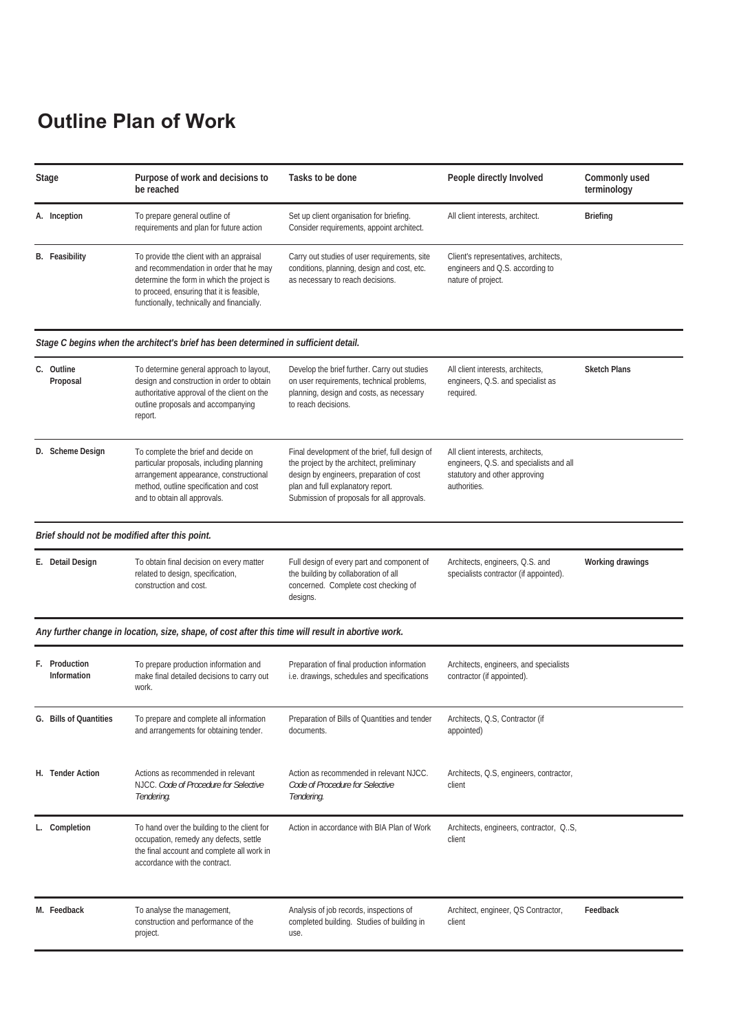# Outline Plan of Work

| Stage | Purpose of work and decisions to be reached | Tasks to be done | People directly Involved | Commonly used terminology |
|---|---|---|---|---|
| **A. Inception** | To prepare general outline of requirements and plan for future action | Set up client organisation for briefing. Consider requirements, appoint architect. | All client interests, architect. | **Briefing** |
| **B. Feasibility** | To provide tthe client with an appraisal and recommendation in order that he may determine the form in which the project is to proceed, ensuring that it is feasible, functionally, technically and financially. | Carry out studies of user requirements, site conditions, planning, design and cost, etc. as necessary to reach decisions. | Client's representatives, architects, engineers and Q.S. according to nature of project. | |
| ***Stage C begins when the architect's brief has been determined in sufficient detail.*** | | | | |
| **C. Outline Proposal** | To determine general approach to layout, design and construction in order to obtain authoritative approval of the client on the outline proposals and accompanying report. | Develop the brief further. Carry out studies on user requirements, technical problems, planning, design and costs, as necessary to reach decisions. | All client interests, architects, engineers, Q.S. and specialist as required. | **Sketch Plans** |
| **D. Scheme Design** | To complete the brief and decide on particular proposals, including planning arrangement appearance, constructional method, outline specification and cost and to obtain all approvals. | Final development of the brief, full design of the project by the architect, preliminary design by engineers, preparation of cost plan and full explanatory report. Submission of proposals for all approvals. | All client interests, architects, engineers, Q.S. and specialists and all statutory and other approving authorities. | |
| ***Brief should not be modified after this point.*** | | | | |
| **E. Detail Design** | To obtain final decision on every matter related to design, specification, construction and cost. | Full design of every part and component of the building by collaboration of all concerned. Complete cost checking of designs. | Architects, engineers, Q.S. and specialists contractor (if appointed). | **Working drawings** |
| ***Any further change in location, size, shape, of cost after this time will result in abortive work.*** | | | | |
| **F. Production Information** | To prepare production information and make final detailed decisions to carry out work. | Preparation of final production information i.e. drawings, schedules and specifications | Architects, engineers, and specialists contractor (if appointed). | |
| **G. Bills of Quantities** | To prepare and complete all information and arrangements for obtaining tender. | Preparation of Bills of Quantities and tender documents. | Architects, Q.S, Contractor (if appointed) | |
| **H. Tender Action** | Actions as recommended in relevant NJCC. *Code of Procedure for Selective Tendering.* | Action as recommended in relevant NJCC. *Code of Procedure for Selective Tendering.* | Architects, Q.S, engineers, contractor, client | |
| **L. Completion** | To hand over the building to the client for occupation, remedy any defects, settle the final account and complete all work in accordance with the contract. | Action in accordance with BIA Plan of Work | Architects, engineers, contractor, Q..S, client | |
| **M. Feedback** | To analyse the management, construction and performance of the project. | Analysis of job records, inspections of completed building. Studies of building in use. | Architect, engineer, QS Contractor, client | **Feedback** |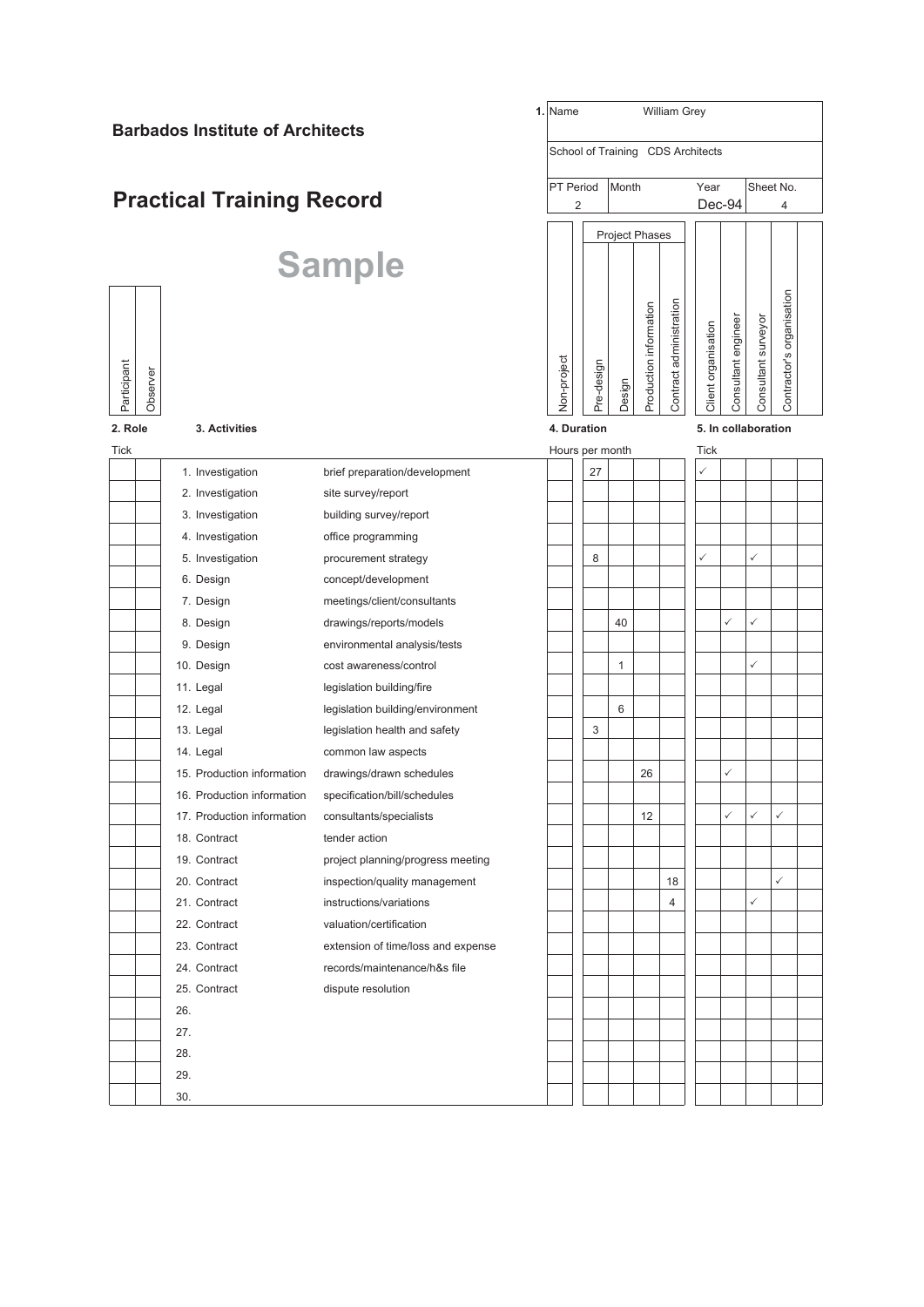**Barbados Institute of Architects**

# Practical Training Record

## Sample

| 1. Name | William Grey | | |
|---|---|---|---|
| School of Training | CDS Architects | | |
| PT Period | Month | Year | Sheet No. |
| 2 | | Dec-94 | 4 |

| 2. Role: Participant | 2. Role: Observer | | 3. Activities | | 4. Duration (Hours per month): Non-project | Project Phases: Pre-design | Project Phases: Design | Project Phases: Production information | Project Phases: Contract administration | 5. In collaboration (Tick): Client organisation | Consultant engineer | Consultant surveyor | Contractor's organisation | |
|---|---|---|---|---|---|---|---|---|---|---|---|---|---|---|
| | | 1. | Investigation | brief preparation/development | | 27 | | | | ✓ | | | | |
| | | 2. | Investigation | site survey/report | | | | | | | | | | |
| | | 3. | Investigation | building survey/report | | | | | | | | | | |
| | | 4. | Investigation | office programming | | | | | | | | | | |
| | | 5. | Investigation | procurement strategy | | 8 | | | | ✓ | | ✓ | | |
| | | 6. | Design | concept/development | | | | | | | | | | |
| | | 7. | Design | meetings/client/consultants | | | | | | | | | | |
| | | 8. | Design | drawings/reports/models | | | 40 | | | | ✓ | ✓ | | |
| | | 9. | Design | environmental analysis/tests | | | | | | | | | | |
| | | 10. | Design | cost awareness/control | | | 1 | | | | | ✓ | | |
| | | 11. | Legal | legislation building/fire | | | | | | | | | | |
| | | 12. | Legal | legislation building/environment | | | 6 | | | | | | | |
| | | 13. | Legal | legislation health and safety | | 3 | | | | | | | | |
| | | 14. | Legal | common law aspects | | | | | | | | | | |
| | | 15. | Production information | drawings/drawn schedules | | | | 26 | | | ✓ | | | |
| | | 16. | Production information | specification/bill/schedules | | | | | | | | | | |
| | | 17. | Production information | consultants/specialists | | | | 12 | | | ✓ | ✓ | ✓ | |
| | | 18. | Contract | tender action | | | | | | | | | | |
| | | 19. | Contract | project planning/progress meeting | | | | | | | | | | |
| | | 20. | Contract | inspection/quality management | | | | | 18 | | | | ✓ | |
| | | 21. | Contract | instructions/variations | | | | | 4 | | | ✓ | | |
| | | 22. | Contract | valuation/certification | | | | | | | | | | |
| | | 23. | Contract | extension of time/loss and expense | | | | | | | | | | |
| | | 24. | Contract | records/maintenance/h&s file | | | | | | | | | | |
| | | 25. | Contract | dispute resolution | | | | | | | | | | |
| | | 26. | | | | | | | | | | | | |
| | | 27. | | | | | | | | | | | | |
| | | 28. | | | | | | | | | | | | |
| | | 29. | | | | | | | | | | | | |
| | | 30. | | | | | | | | | | | | |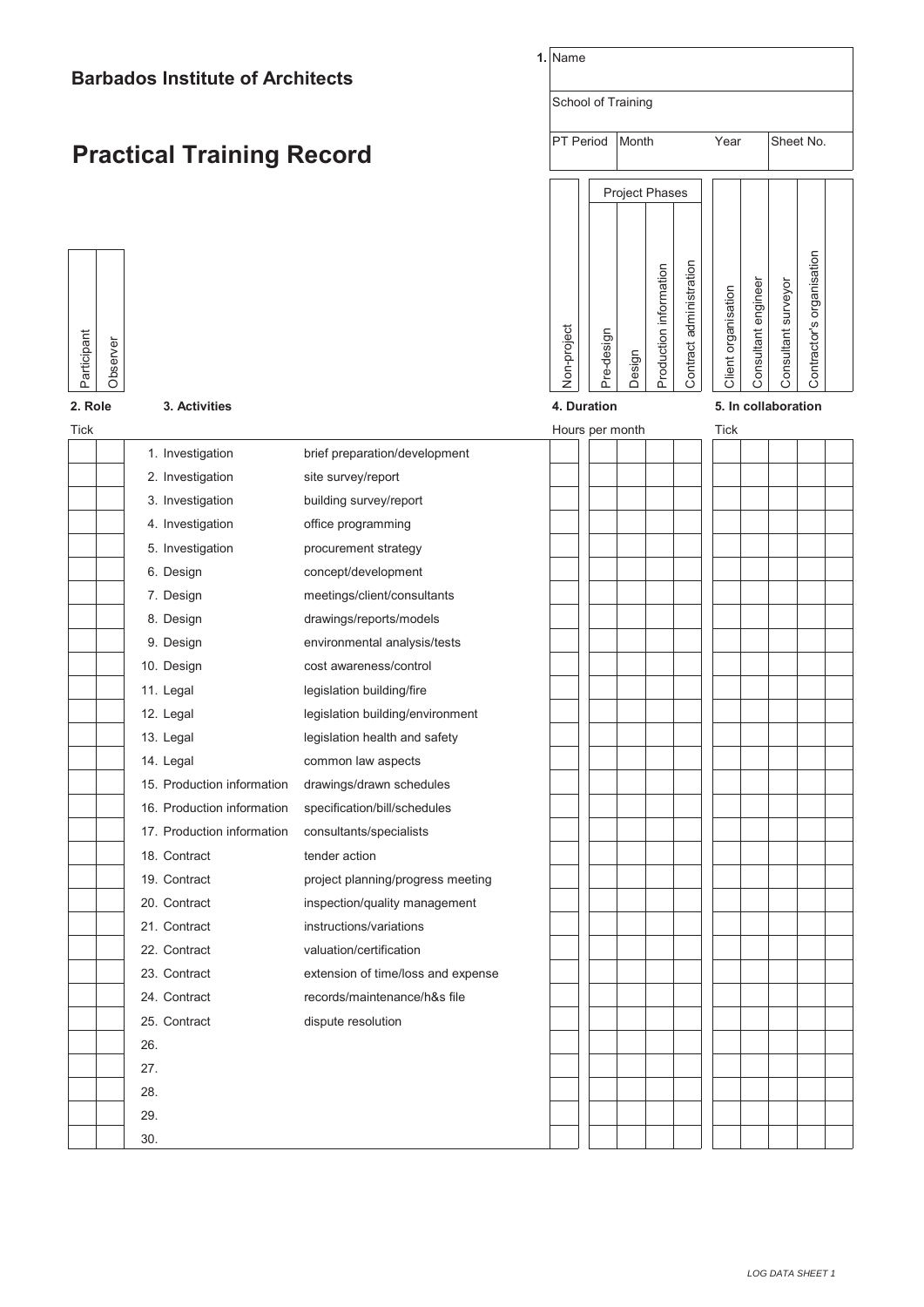## Barbados Institute of Architects

# Practical Training Record

| **1.** Name | | | |
|---|---|---|---|
| School of Training | | | |
| PT Period | Month | Year | Sheet No. |

| **2. Role** | | **3. Activities** | | **4. Duration** | | | | | **5. In collaboration** | | | | |
|---|---|---|---|---|---|---|---|---|---|---|---|---|---|
| Tick | | | | Hours per month | Project Phases | | | | Tick | | | | |
| Participant | Observer | | | Non-project | Pre-design | Design | Production information | Contract administration | Client organisation | Consultant engineer | Consultant surveyor | Contractor's organisation | |
| | | 1. Investigation | brief preparation/development | | | | | | | | | | |
| | | 2. Investigation | site survey/report | | | | | | | | | | |
| | | 3. Investigation | building survey/report | | | | | | | | | | |
| | | 4. Investigation | office programming | | | | | | | | | | |
| | | 5. Investigation | procurement strategy | | | | | | | | | | |
| | | 6. Design | concept/development | | | | | | | | | | |
| | | 7. Design | meetings/client/consultants | | | | | | | | | | |
| | | 8. Design | drawings/reports/models | | | | | | | | | | |
| | | 9. Design | environmental analysis/tests | | | | | | | | | | |
| | | 10. Design | cost awareness/control | | | | | | | | | | |
| | | 11. Legal | legislation building/fire | | | | | | | | | | |
| | | 12. Legal | legislation building/environment | | | | | | | | | | |
| | | 13. Legal | legislation health and safety | | | | | | | | | | |
| | | 14. Legal | common law aspects | | | | | | | | | | |
| | | 15. Production information | drawings/drawn schedules | | | | | | | | | | |
| | | 16. Production information | specification/bill/schedules | | | | | | | | | | |
| | | 17. Production information | consultants/specialists | | | | | | | | | | |
| | | 18. Contract | tender action | | | | | | | | | | |
| | | 19. Contract | project planning/progress meeting | | | | | | | | | | |
| | | 20. Contract | inspection/quality management | | | | | | | | | | |
| | | 21. Contract | instructions/variations | | | | | | | | | | |
| | | 22. Contract | valuation/certification | | | | | | | | | | |
| | | 23. Contract | extension of time/loss and expense | | | | | | | | | | |
| | | 24. Contract | records/maintenance/h&s file | | | | | | | | | | |
| | | 25. Contract | dispute resolution | | | | | | | | | | |
| | | 26. | | | | | | | | | | | |
| | | 27. | | | | | | | | | | | |
| | | 28. | | | | | | | | | | | |
| | | 29. | | | | | | | | | | | |
| | | 30. | | | | | | | | | | | |

*LOG DATA SHEET 1*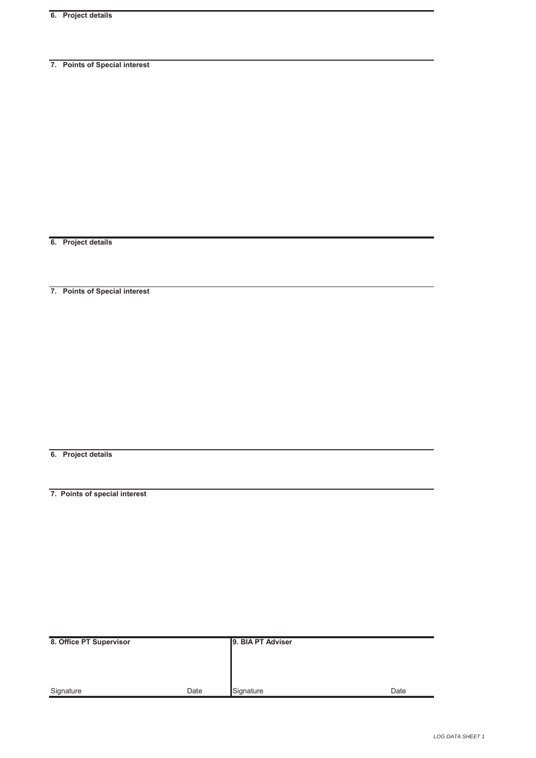**6. Project details**

**7. Points of Special interest**

**6. Project details**

**7. Points of Special interest**

**6. Project details**

**7. Points of special interest**

| **8. Office PT Supervisor** | | **9. BIA PT Adviser** | |
|---|---|---|---|
| Signature | Date | Signature | Date |

*LOG DATA SHEET 1*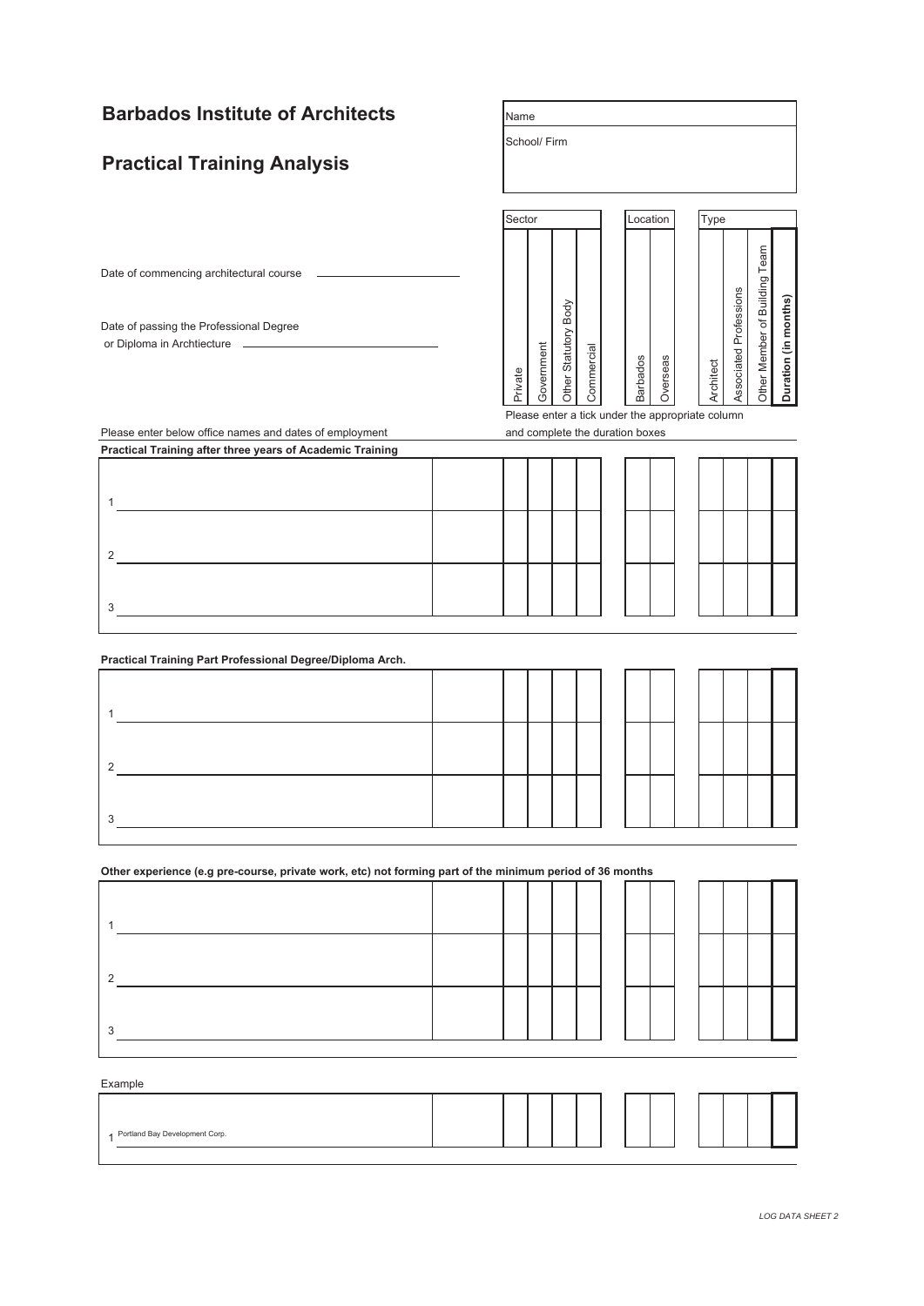# Barbados Institute of Architects

# Practical Training Analysis

| |
|---|
| Name |
| School/ Firm |

Date of commencing architectural course \_\_\_\_\_\_\_\_\_\_\_\_\_\_\_\_\_\_\_\_

Date of passing the Professional Degree or Diploma in Archtiecture \_\_\_\_\_\_\_\_\_\_\_\_\_\_\_\_\_\_\_\_

Please enter a tick under the appropriate column and complete the duration boxes

Please enter below office names and dates of employment

**Practical Training after three years of Academic Training**

| | | Sector | | | | Location | | Type | | | |
|---|---|---|---|---|---|---|---|---|---|---|---|
| | | Private | Government | Other Statutory Body | Commercial | Barbados | Overseas | Architect | Associated Professions | Other Member of Building Team | **Duration (in months)** |
| 1 | | | | | | | | | | | |
| 2 | | | | | | | | | | | |
| 3 | | | | | | | | | | | |

**Practical Training Part Professional Degree/Diploma Arch.**

| | | Private | Government | Other Statutory Body | Commercial | Barbados | Overseas | Architect | Associated Professions | Other Member of Building Team | **Duration (in months)** |
|---|---|---|---|---|---|---|---|---|---|---|---|
| 1 | | | | | | | | | | | |
| 2 | | | | | | | | | | | |
| 3 | | | | | | | | | | | |

**Other experience (e.g pre-course, private work, etc) not forming part of the minimum period of 36 months**

| | | Private | Government | Other Statutory Body | Commercial | Barbados | Overseas | Architect | Associated Professions | Other Member of Building Team | **Duration (in months)** |
|---|---|---|---|---|---|---|---|---|---|---|---|
| 1 | | | | | | | | | | | |
| 2 | | | | | | | | | | | |
| 3 | | | | | | | | | | | |

Example

| | | Private | Government | Other Statutory Body | Commercial | Barbados | Overseas | Architect | Associated Professions | Other Member of Building Team | **Duration (in months)** |
|---|---|---|---|---|---|---|---|---|---|---|---|
| 1 | Portland Bay Development Corp. | | | | | | | | | | |

*LOG DATA SHEET 2*